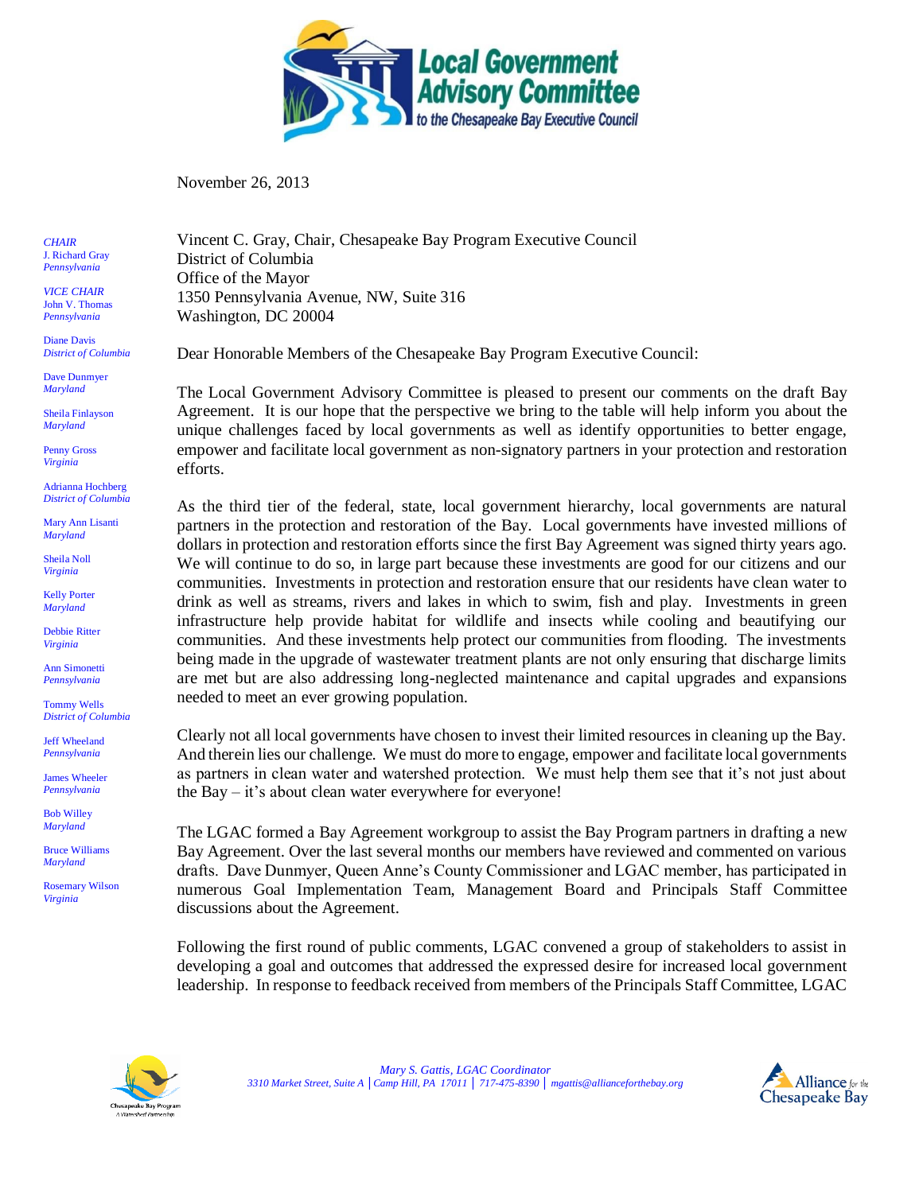# Local Government Advisory Committee
to the Chesapeake Bay Executive Council

November 26, 2013

*CHAIR*
J. Richard Gray
*Pennsylvania*

*VICE CHAIR*
John V. Thomas
*Pennsylvania*

Diane Davis
*District of Columbia*

Dave Dunmyer
*Maryland*

Sheila Finlayson
*Maryland*

Penny Gross
*Virginia*

Adrianna Hochberg
*District of Columbia*

Mary Ann Lisanti
*Maryland*

Sheila Noll
*Virginia*

Kelly Porter
*Maryland*

Debbie Ritter
*Virginia*

Ann Simonetti
*Pennsylvania*

Tommy Wells
*District of Columbia*

Jeff Wheeland
*Pennsylvania*

James Wheeler
*Pennsylvania*

Bob Willey
*Maryland*

Bruce Williams
*Maryland*

Rosemary Wilson
*Virginia*

Vincent C. Gray, Chair, Chesapeake Bay Program Executive Council
District of Columbia
Office of the Mayor
1350 Pennsylvania Avenue, NW, Suite 316
Washington, DC 20004

Dear Honorable Members of the Chesapeake Bay Program Executive Council:

The Local Government Advisory Committee is pleased to present our comments on the draft Bay Agreement. It is our hope that the perspective we bring to the table will help inform you about the unique challenges faced by local governments as well as identify opportunities to better engage, empower and facilitate local government as non-signatory partners in your protection and restoration efforts.

As the third tier of the federal, state, local government hierarchy, local governments are natural partners in the protection and restoration of the Bay. Local governments have invested millions of dollars in protection and restoration efforts since the first Bay Agreement was signed thirty years ago. We will continue to do so, in large part because these investments are good for our citizens and our communities. Investments in protection and restoration ensure that our residents have clean water to drink as well as streams, rivers and lakes in which to swim, fish and play. Investments in green infrastructure help provide habitat for wildlife and insects while cooling and beautifying our communities. And these investments help protect our communities from flooding. The investments being made in the upgrade of wastewater treatment plants are not only ensuring that discharge limits are met but are also addressing long-neglected maintenance and capital upgrades and expansions needed to meet an ever growing population.

Clearly not all local governments have chosen to invest their limited resources in cleaning up the Bay. And therein lies our challenge. We must do more to engage, empower and facilitate local governments as partners in clean water and watershed protection. We must help them see that it's not just about the Bay – it's about clean water everywhere for everyone!

The LGAC formed a Bay Agreement workgroup to assist the Bay Program partners in drafting a new Bay Agreement. Over the last several months our members have reviewed and commented on various drafts. Dave Dunmyer, Queen Anne's County Commissioner and LGAC member, has participated in numerous Goal Implementation Team, Management Board and Principals Staff Committee discussions about the Agreement.

Following the first round of public comments, LGAC convened a group of stakeholders to assist in developing a goal and outcomes that addressed the expressed desire for increased local government leadership. In response to feedback received from members of the Principals Staff Committee, LGAC

*Mary S. Gattis, LGAC Coordinator*
*3310 Market Street, Suite A | Camp Hill, PA 17011 | 717-475-8390 | mgattis@allianceforthebay.org*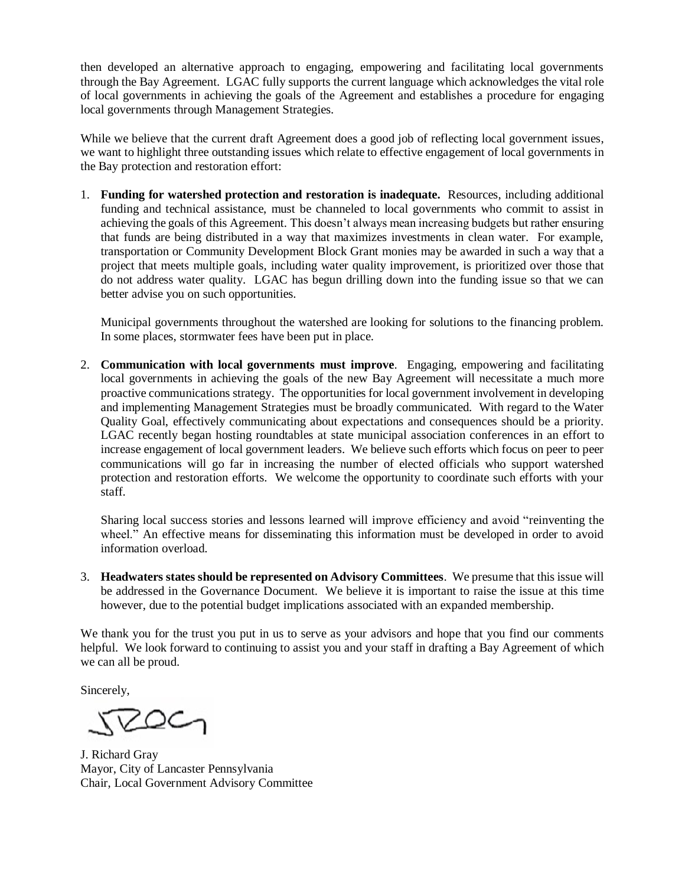then developed an alternative approach to engaging, empowering and facilitating local governments through the Bay Agreement. LGAC fully supports the current language which acknowledges the vital role of local governments in achieving the goals of the Agreement and establishes a procedure for engaging local governments through Management Strategies.

While we believe that the current draft Agreement does a good job of reflecting local government issues, we want to highlight three outstanding issues which relate to effective engagement of local governments in the Bay protection and restoration effort:

1. **Funding for watershed protection and restoration is inadequate.** Resources, including additional funding and technical assistance, must be channeled to local governments who commit to assist in achieving the goals of this Agreement. This doesn't always mean increasing budgets but rather ensuring that funds are being distributed in a way that maximizes investments in clean water. For example, transportation or Community Development Block Grant monies may be awarded in such a way that a project that meets multiple goals, including water quality improvement, is prioritized over those that do not address water quality. LGAC has begun drilling down into the funding issue so that we can better advise you on such opportunities.

   Municipal governments throughout the watershed are looking for solutions to the financing problem. In some places, stormwater fees have been put in place.

2. **Communication with local governments must improve**. Engaging, empowering and facilitating local governments in achieving the goals of the new Bay Agreement will necessitate a much more proactive communications strategy. The opportunities for local government involvement in developing and implementing Management Strategies must be broadly communicated. With regard to the Water Quality Goal, effectively communicating about expectations and consequences should be a priority. LGAC recently began hosting roundtables at state municipal association conferences in an effort to increase engagement of local government leaders. We believe such efforts which focus on peer to peer communications will go far in increasing the number of elected officials who support watershed protection and restoration efforts. We welcome the opportunity to coordinate such efforts with your staff.

   Sharing local success stories and lessons learned will improve efficiency and avoid "reinventing the wheel." An effective means for disseminating this information must be developed in order to avoid information overload.

3. **Headwaters states should be represented on Advisory Committees**. We presume that this issue will be addressed in the Governance Document. We believe it is important to raise the issue at this time however, due to the potential budget implications associated with an expanded membership.

We thank you for the trust you put in us to serve as your advisors and hope that you find our comments helpful. We look forward to continuing to assist you and your staff in drafting a Bay Agreement of which we can all be proud.

Sincerely,

J. Richard Gray
Mayor, City of Lancaster Pennsylvania
Chair, Local Government Advisory Committee